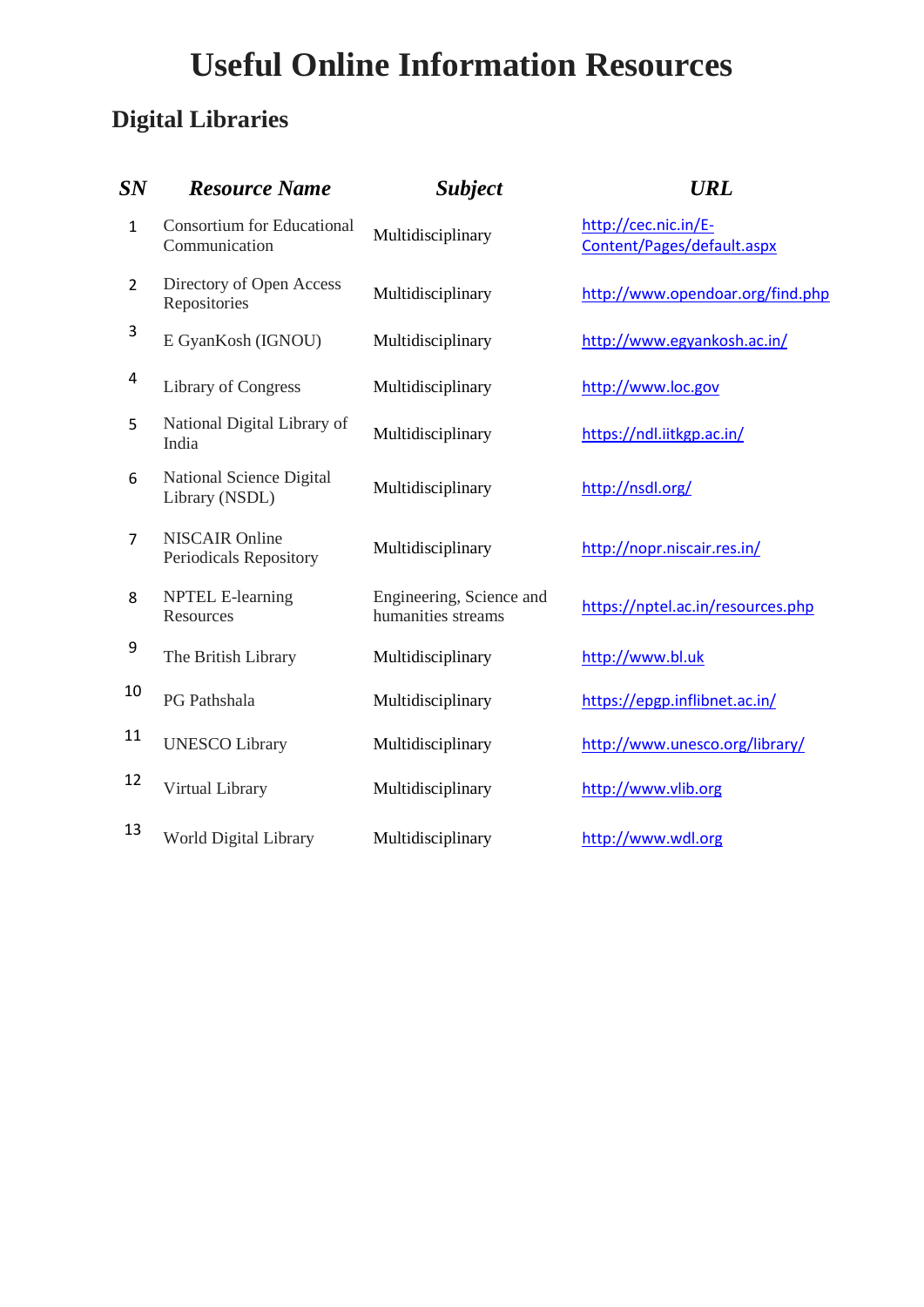# Useful Online Information Resources

## Digital Libraries

| ***SN*** | ***Resource Name*** | ***Subject*** | ***URL*** |
|---|---|---|---|
| 1 | Consortium for Educational Communication | Multidisciplinary | http://cec.nic.in/E-Content/Pages/default.aspx |
| 2 | Directory of Open Access Repositories | Multidisciplinary | http://www.opendoar.org/find.php |
| 3 | E GyanKosh (IGNOU) | Multidisciplinary | http://www.egyankosh.ac.in/ |
| 4 | Library of Congress | Multidisciplinary | http://www.loc.gov |
| 5 | National Digital Library of India | Multidisciplinary | https://ndl.iitkgp.ac.in/ |
| 6 | National Science Digital Library (NSDL) | Multidisciplinary | http://nsdl.org/ |
| 7 | NISCAIR Online Periodicals Repository | Multidisciplinary | http://nopr.niscair.res.in/ |
| 8 | NPTEL E-learning Resources | Engineering, Science and humanities streams | https://nptel.ac.in/resources.php |
| 9 | The British Library | Multidisciplinary | http://www.bl.uk |
| 10 | PG Pathshala | Multidisciplinary | https://epgp.inflibnet.ac.in/ |
| 11 | UNESCO Library | Multidisciplinary | http://www.unesco.org/library/ |
| 12 | Virtual Library | Multidisciplinary | http://www.vlib.org |
| 13 | World Digital Library | Multidisciplinary | http://www.wdl.org |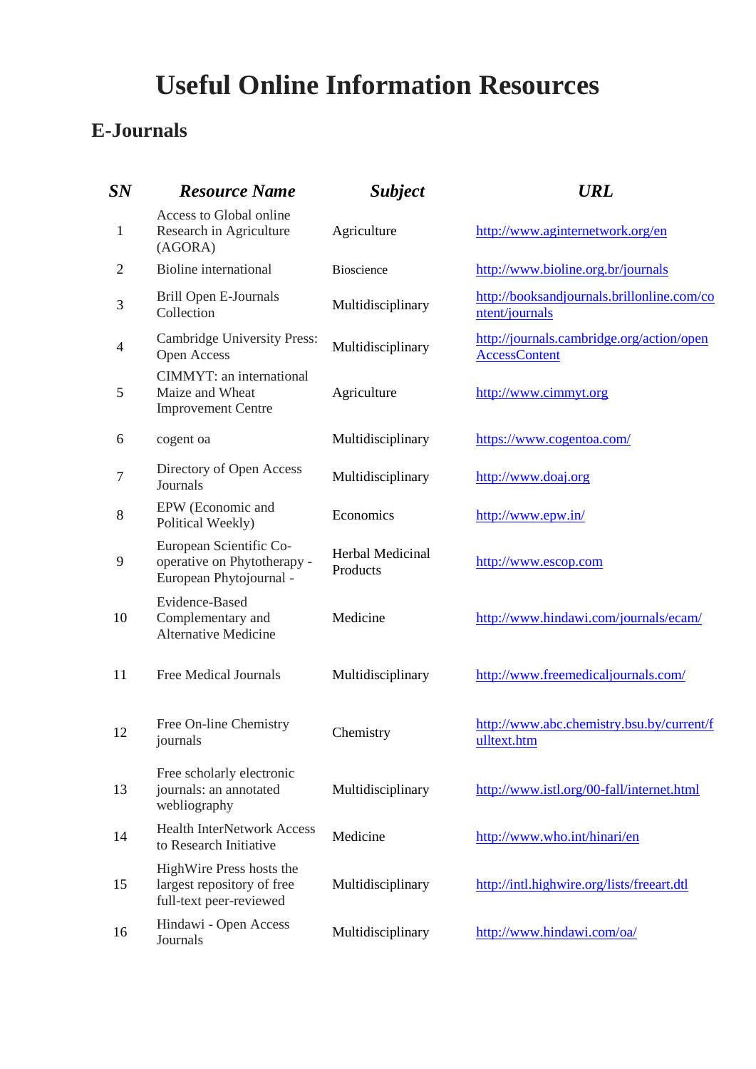# Useful Online Information Resources

## E-Journals

| SN | Resource Name | Subject | URL |
|---|---|---|---|
| 1 | Access to Global online Research in Agriculture (AGORA) | Agriculture | http://www.aginternetwork.org/en |
| 2 | Bioline international | Bioscience | http://www.bioline.org.br/journals |
| 3 | Brill Open E-Journals Collection | Multidisciplinary | http://booksandjournals.brillonline.com/content/journals |
| 4 | Cambridge University Press: Open Access | Multidisciplinary | http://journals.cambridge.org/action/openAccessContent |
| 5 | CIMMYT: an international Maize and Wheat Improvement Centre | Agriculture | http://www.cimmyt.org |
| 6 | cogent oa | Multidisciplinary | https://www.cogentoa.com/ |
| 7 | Directory of Open Access Journals | Multidisciplinary | http://www.doaj.org |
| 8 | EPW (Economic and Political Weekly) | Economics | http://www.epw.in/ |
| 9 | European Scientific Co-operative on Phytotherapy - European Phytojournal - | Herbal Medicinal Products | http://www.escop.com |
| 10 | Evidence-Based Complementary and Alternative Medicine | Medicine | http://www.hindawi.com/journals/ecam/ |
| 11 | Free Medical Journals | Multidisciplinary | http://www.freemedicaljournals.com/ |
| 12 | Free On-line Chemistry journals | Chemistry | http://www.abc.chemistry.bsu.by/current/fulltext.htm |
| 13 | Free scholarly electronic journals: an annotated webliography | Multidisciplinary | http://www.istl.org/00-fall/internet.html |
| 14 | Health InterNetwork Access to Research Initiative | Medicine | http://www.who.int/hinari/en |
| 15 | HighWire Press hosts the largest repository of free full-text peer-reviewed | Multidisciplinary | http://intl.highwire.org/lists/freeart.dtl |
| 16 | Hindawi - Open Access Journals | Multidisciplinary | http://www.hindawi.com/oa/ |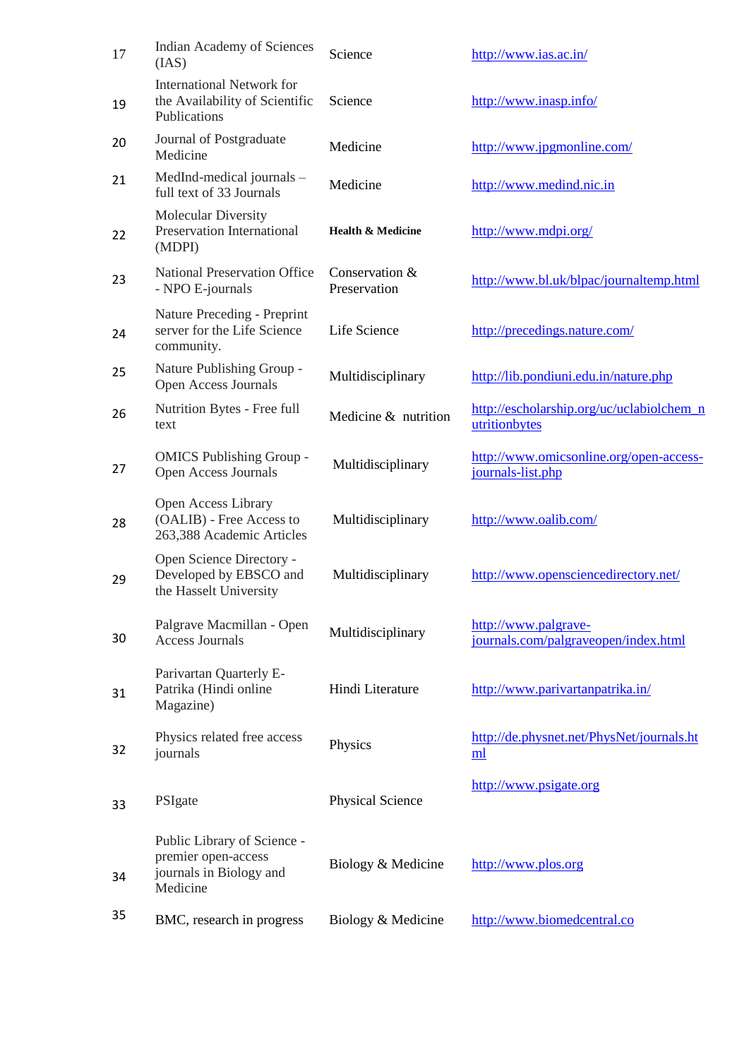| | | | |
|---|---|---|---|
| 17 | Indian Academy of Sciences (IAS) | Science | http://www.ias.ac.in/ |
| 19 | International Network for the Availability of Scientific Publications | Science | http://www.inasp.info/ |
| 20 | Journal of Postgraduate Medicine | Medicine | http://www.jpgmonline.com/ |
| 21 | MedInd-medical journals – full text of 33 Journals | Medicine | http://www.medind.nic.in |
| 22 | Molecular Diversity Preservation International (MDPI) | **Health & Medicine** | http://www.mdpi.org/ |
| 23 | National Preservation Office - NPO E-journals | Conservation & Preservation | http://www.bl.uk/blpac/journaltemp.html |
| 24 | Nature Preceding - Preprint server for the Life Science community. | Life Science | http://precedings.nature.com/ |
| 25 | Nature Publishing Group - Open Access Journals | Multidisciplinary | http://lib.pondiuni.edu.in/nature.php |
| 26 | Nutrition Bytes - Free full text | Medicine & nutrition | http://escholarship.org/uc/uclabiolchem_nutritionbytes |
| 27 | OMICS Publishing Group - Open Access Journals | Multidisciplinary | http://www.omicsonline.org/open-access-journals-list.php |
| 28 | Open Access Library (OALIB) - Free Access to 263,388 Academic Articles | Multidisciplinary | http://www.oalib.com/ |
| 29 | Open Science Directory - Developed by EBSCO and the Hasselt University | Multidisciplinary | http://www.opensciencedirectory.net/ |
| 30 | Palgrave Macmillan - Open Access Journals | Multidisciplinary | http://www.palgrave-journals.com/palgraveopen/index.html |
| 31 | Parivartan Quarterly E-Patrika (Hindi online Magazine) | Hindi Literature | http://www.parivartanpatrika.in/ |
| 32 | Physics related free access journals | Physics | http://de.physnet.net/PhysNet/journals.html |
| 33 | PSIgate | Physical Science | http://www.psigate.org |
| 34 | Public Library of Science - premier open-access journals in Biology and Medicine | Biology & Medicine | http://www.plos.org |
| 35 | BMC, research in progress | Biology & Medicine | http://www.biomedcentral.co |